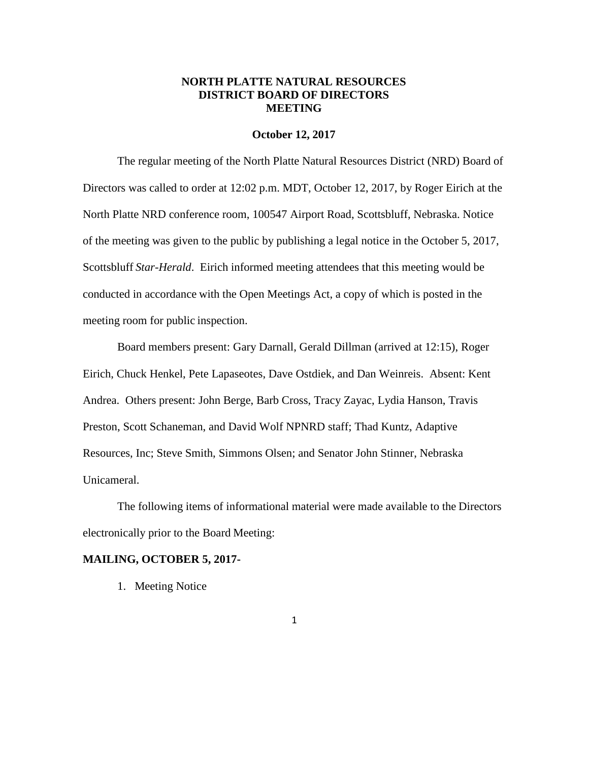# NORTH PLATTE NATURAL RESOURCES DISTRICT BOARD OF DIRECTORS MEETING

**October 12, 2017**

The regular meeting of the North Platte Natural Resources District (NRD) Board of Directors was called to order at 12:02 p.m. MDT, October 12, 2017, by Roger Eirich at the North Platte NRD conference room, 100547 Airport Road, Scottsbluff, Nebraska. Notice of the meeting was given to the public by publishing a legal notice in the October 5, 2017, Scottsbluff *Star-Herald*. Eirich informed meeting attendees that this meeting would be conducted in accordance with the Open Meetings Act, a copy of which is posted in the meeting room for public inspection.

Board members present: Gary Darnall, Gerald Dillman (arrived at 12:15), Roger Eirich, Chuck Henkel, Pete Lapaseotes, Dave Ostdiek, and Dan Weinreis. Absent: Kent Andrea. Others present: John Berge, Barb Cross, Tracy Zayac, Lydia Hanson, Travis Preston, Scott Schaneman, and David Wolf NPNRD staff; Thad Kuntz, Adaptive Resources, Inc; Steve Smith, Simmons Olsen; and Senator John Stinner, Nebraska Unicameral.

The following items of informational material were made available to the Directors electronically prior to the Board Meeting:

**MAILING, OCTOBER 5, 2017-**

1. Meeting Notice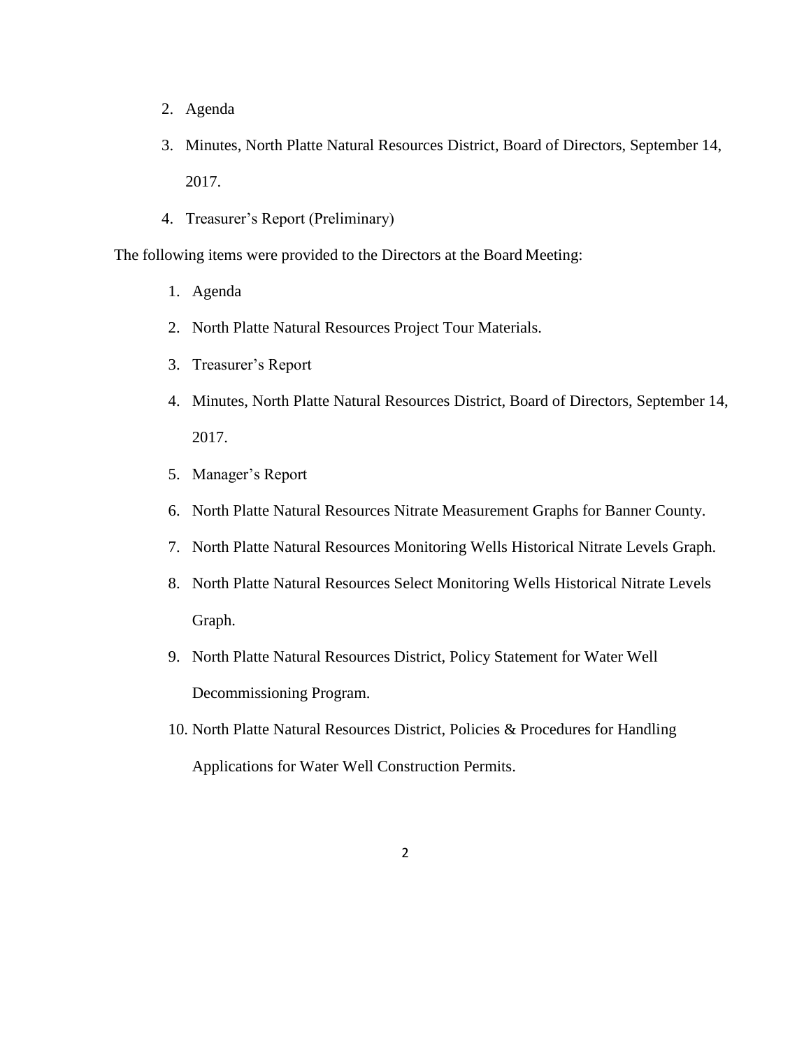2. Agenda
3. Minutes, North Platte Natural Resources District, Board of Directors, September 14, 2017.
4. Treasurer's Report (Preliminary)

The following items were provided to the Directors at the Board Meeting:

1. Agenda
2. North Platte Natural Resources Project Tour Materials.
3. Treasurer's Report
4. Minutes, North Platte Natural Resources District, Board of Directors, September 14, 2017.
5. Manager's Report
6. North Platte Natural Resources Nitrate Measurement Graphs for Banner County.
7. North Platte Natural Resources Monitoring Wells Historical Nitrate Levels Graph.
8. North Platte Natural Resources Select Monitoring Wells Historical Nitrate Levels Graph.
9. North Platte Natural Resources District, Policy Statement for Water Well Decommissioning Program.
10. North Platte Natural Resources District, Policies & Procedures for Handling Applications for Water Well Construction Permits.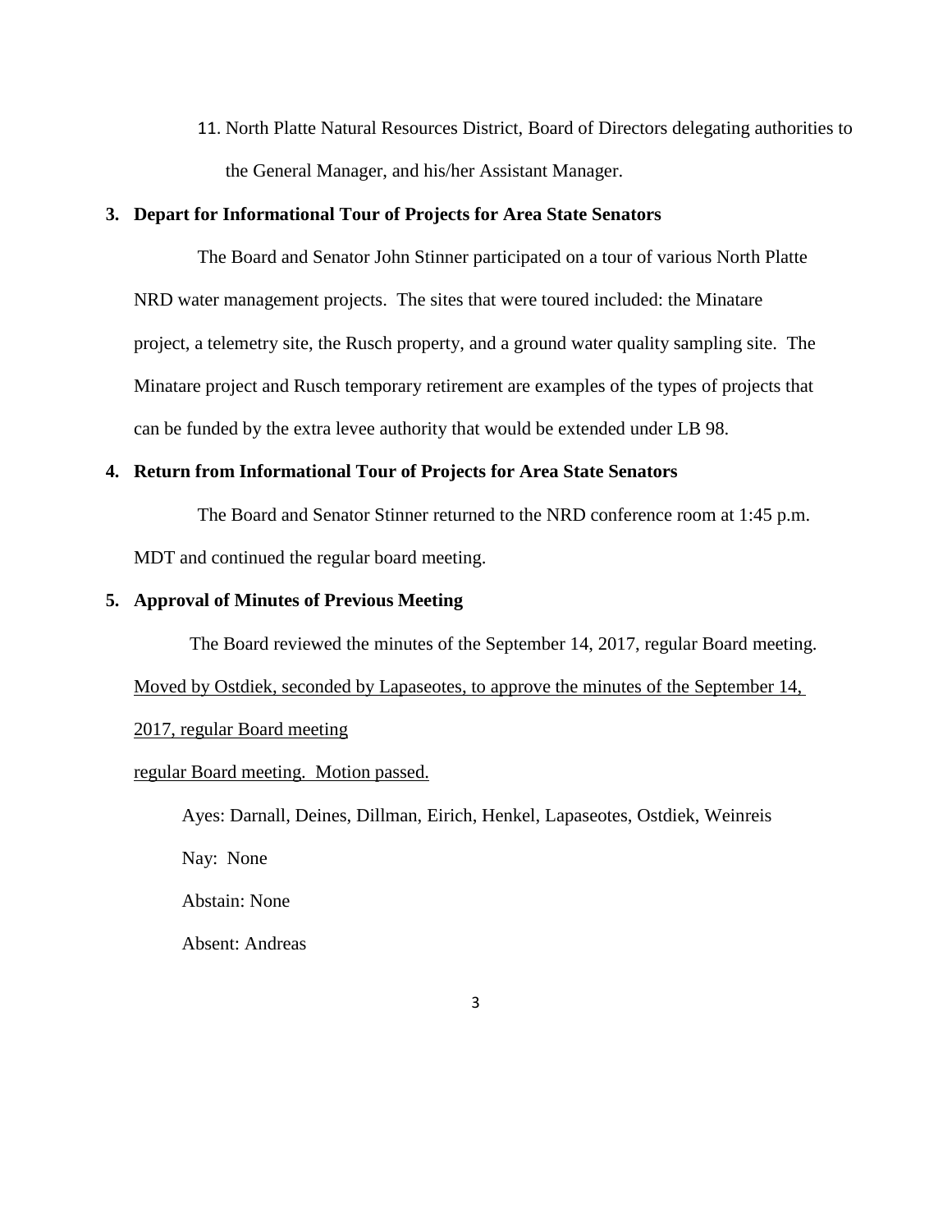11. North Platte Natural Resources District, Board of Directors delegating authorities to the General Manager, and his/her Assistant Manager.

**3. Depart for Informational Tour of Projects for Area State Senators**

The Board and Senator John Stinner participated on a tour of various North Platte NRD water management projects. The sites that were toured included: the Minatare project, a telemetry site, the Rusch property, and a ground water quality sampling site. The Minatare project and Rusch temporary retirement are examples of the types of projects that can be funded by the extra levee authority that would be extended under LB 98.

**4. Return from Informational Tour of Projects for Area State Senators**

The Board and Senator Stinner returned to the NRD conference room at 1:45 p.m. MDT and continued the regular board meeting.

**5. Approval of Minutes of Previous Meeting**

The Board reviewed the minutes of the September 14, 2017, regular Board meeting. <u>Moved by Ostdiek, seconded by Lapaseotes, to approve the minutes of the September 14, 2017, regular Board meeting</u>

<u>regular Board meeting. Motion passed.</u>

Ayes: Darnall, Deines, Dillman, Eirich, Henkel, Lapaseotes, Ostdiek, Weinreis

Nay: None

Abstain: None

Absent: Andreas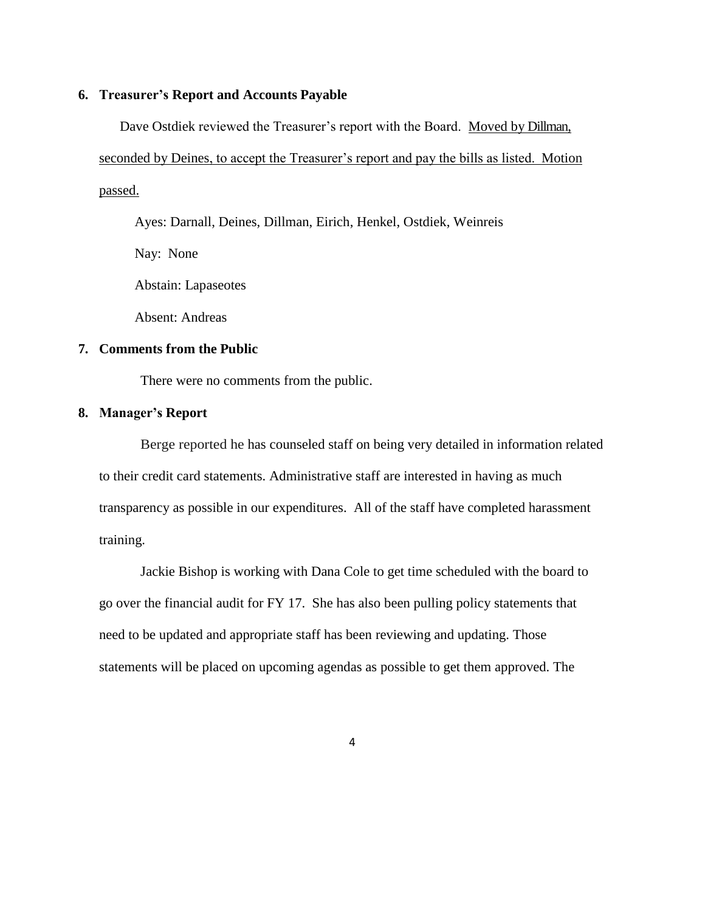## 6. Treasurer's Report and Accounts Payable

Dave Ostdiek reviewed the Treasurer's report with the Board. Moved by Dillman, seconded by Deines, to accept the Treasurer's report and pay the bills as listed. Motion passed.

Ayes: Darnall, Deines, Dillman, Eirich, Henkel, Ostdiek, Weinreis

Nay: None

Abstain: Lapaseotes

Absent: Andreas

## 7. Comments from the Public

There were no comments from the public.

## 8. Manager's Report

Berge reported he has counseled staff on being very detailed in information related to their credit card statements. Administrative staff are interested in having as much transparency as possible in our expenditures. All of the staff have completed harassment training.

Jackie Bishop is working with Dana Cole to get time scheduled with the board to go over the financial audit for FY 17. She has also been pulling policy statements that need to be updated and appropriate staff has been reviewing and updating. Those statements will be placed on upcoming agendas as possible to get them approved. The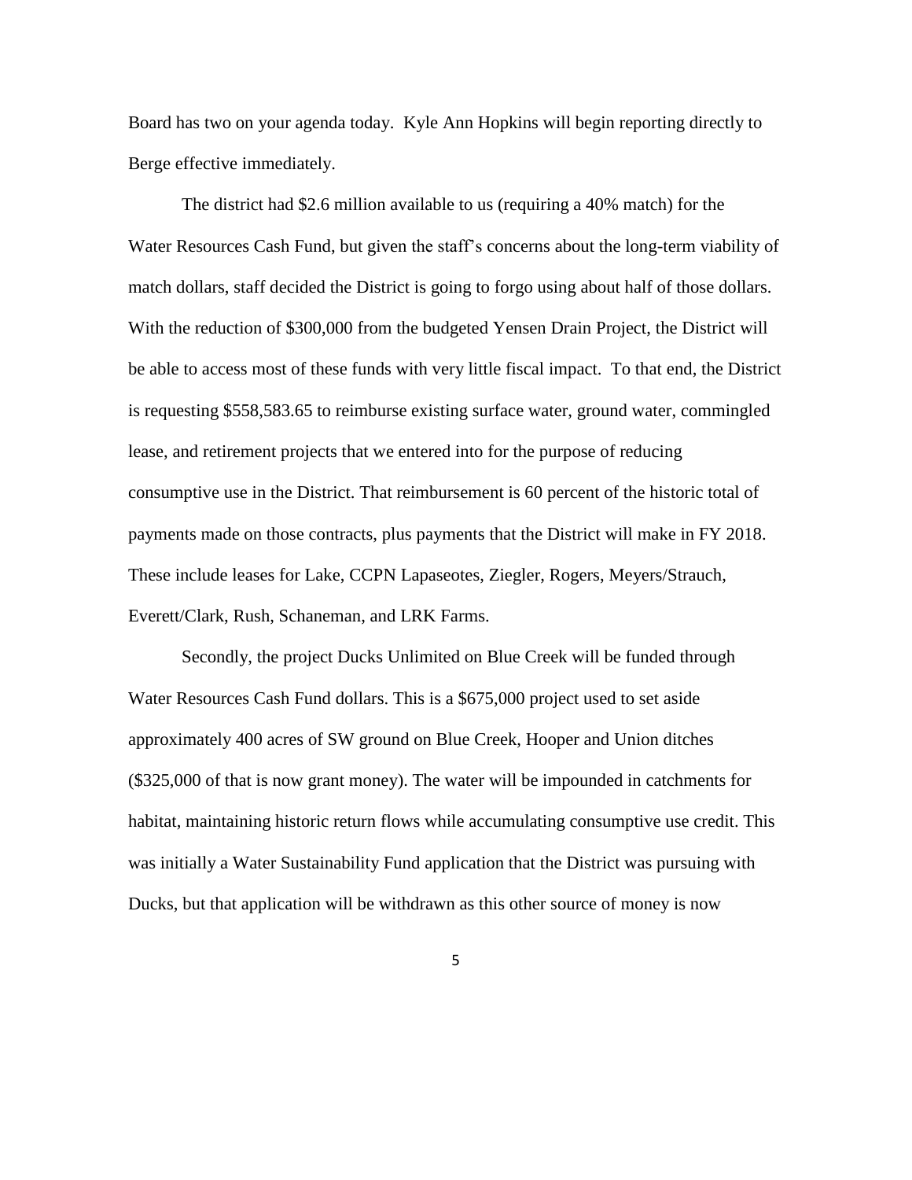Board has two on your agenda today. Kyle Ann Hopkins will begin reporting directly to Berge effective immediately.

The district had $2.6 million available to us (requiring a 40% match) for the Water Resources Cash Fund, but given the staff's concerns about the long-term viability of match dollars, staff decided the District is going to forgo using about half of those dollars. With the reduction of $300,000 from the budgeted Yensen Drain Project, the District will be able to access most of these funds with very little fiscal impact. To that end, the District is requesting $558,583.65 to reimburse existing surface water, ground water, commingled lease, and retirement projects that we entered into for the purpose of reducing consumptive use in the District. That reimbursement is 60 percent of the historic total of payments made on those contracts, plus payments that the District will make in FY 2018. These include leases for Lake, CCPN Lapaseotes, Ziegler, Rogers, Meyers/Strauch, Everett/Clark, Rush, Schaneman, and LRK Farms.

Secondly, the project Ducks Unlimited on Blue Creek will be funded through Water Resources Cash Fund dollars. This is a $675,000 project used to set aside approximately 400 acres of SW ground on Blue Creek, Hooper and Union ditches ($325,000 of that is now grant money). The water will be impounded in catchments for habitat, maintaining historic return flows while accumulating consumptive use credit. This was initially a Water Sustainability Fund application that the District was pursuing with Ducks, but that application will be withdrawn as this other source of money is now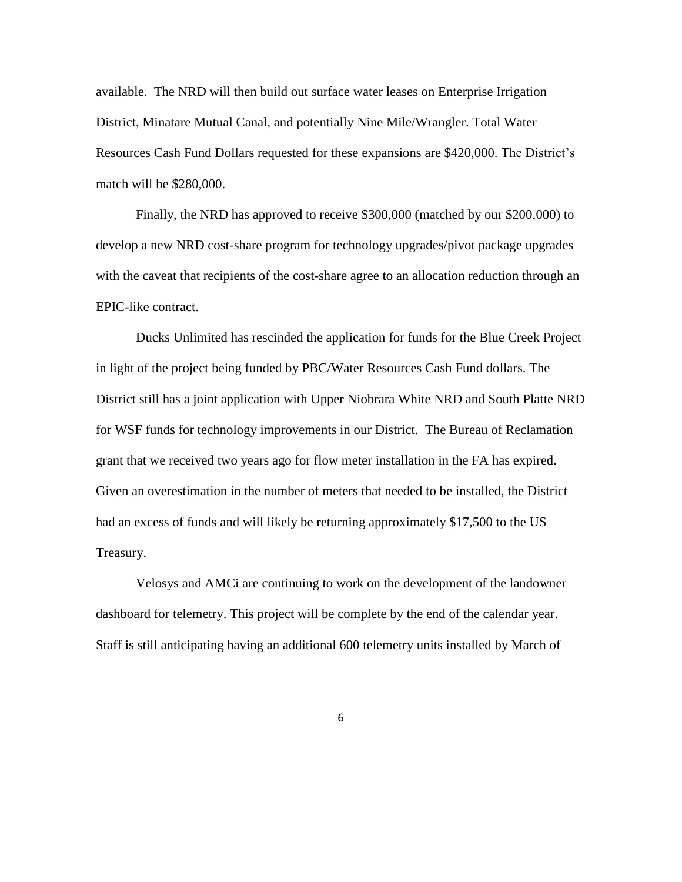available. The NRD will then build out surface water leases on Enterprise Irrigation District, Minatare Mutual Canal, and potentially Nine Mile/Wrangler. Total Water Resources Cash Fund Dollars requested for these expansions are $420,000. The District's match will be $280,000.

Finally, the NRD has approved to receive $300,000 (matched by our $200,000) to develop a new NRD cost-share program for technology upgrades/pivot package upgrades with the caveat that recipients of the cost-share agree to an allocation reduction through an EPIC-like contract.

Ducks Unlimited has rescinded the application for funds for the Blue Creek Project in light of the project being funded by PBC/Water Resources Cash Fund dollars. The District still has a joint application with Upper Niobrara White NRD and South Platte NRD for WSF funds for technology improvements in our District. The Bureau of Reclamation grant that we received two years ago for flow meter installation in the FA has expired. Given an overestimation in the number of meters that needed to be installed, the District had an excess of funds and will likely be returning approximately $17,500 to the US Treasury.

Velosys and AMCi are continuing to work on the development of the landowner dashboard for telemetry. This project will be complete by the end of the calendar year. Staff is still anticipating having an additional 600 telemetry units installed by March of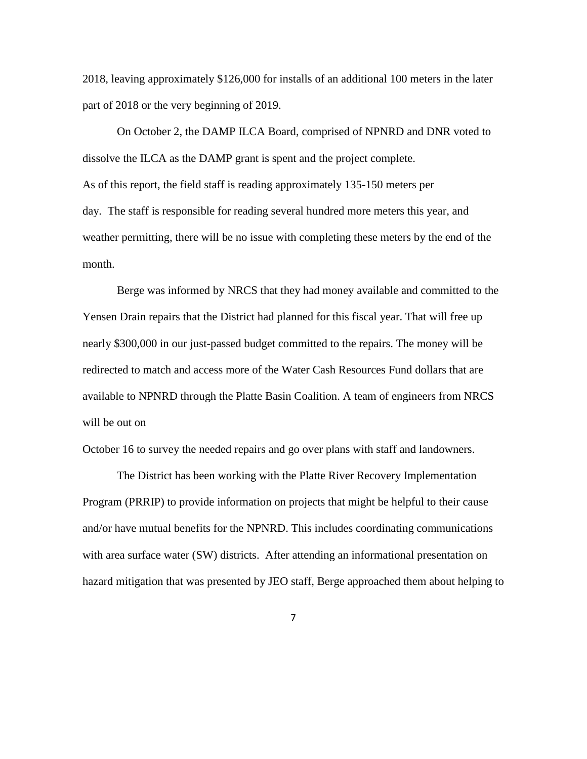2018, leaving approximately $126,000 for installs of an additional 100 meters in the later part of 2018 or the very beginning of 2019.

On October 2, the DAMP ILCA Board, comprised of NPNRD and DNR voted to dissolve the ILCA as the DAMP grant is spent and the project complete.

As of this report, the field staff is reading approximately 135-150 meters per day. The staff is responsible for reading several hundred more meters this year, and weather permitting, there will be no issue with completing these meters by the end of the month.

Berge was informed by NRCS that they had money available and committed to the Yensen Drain repairs that the District had planned for this fiscal year. That will free up nearly $300,000 in our just-passed budget committed to the repairs. The money will be redirected to match and access more of the Water Cash Resources Fund dollars that are available to NPNRD through the Platte Basin Coalition. A team of engineers from NRCS will be out on October 16 to survey the needed repairs and go over plans with staff and landowners.

The District has been working with the Platte River Recovery Implementation Program (PRRIP) to provide information on projects that might be helpful to their cause and/or have mutual benefits for the NPNRD. This includes coordinating communications with area surface water (SW) districts. After attending an informational presentation on hazard mitigation that was presented by JEO staff, Berge approached them about helping to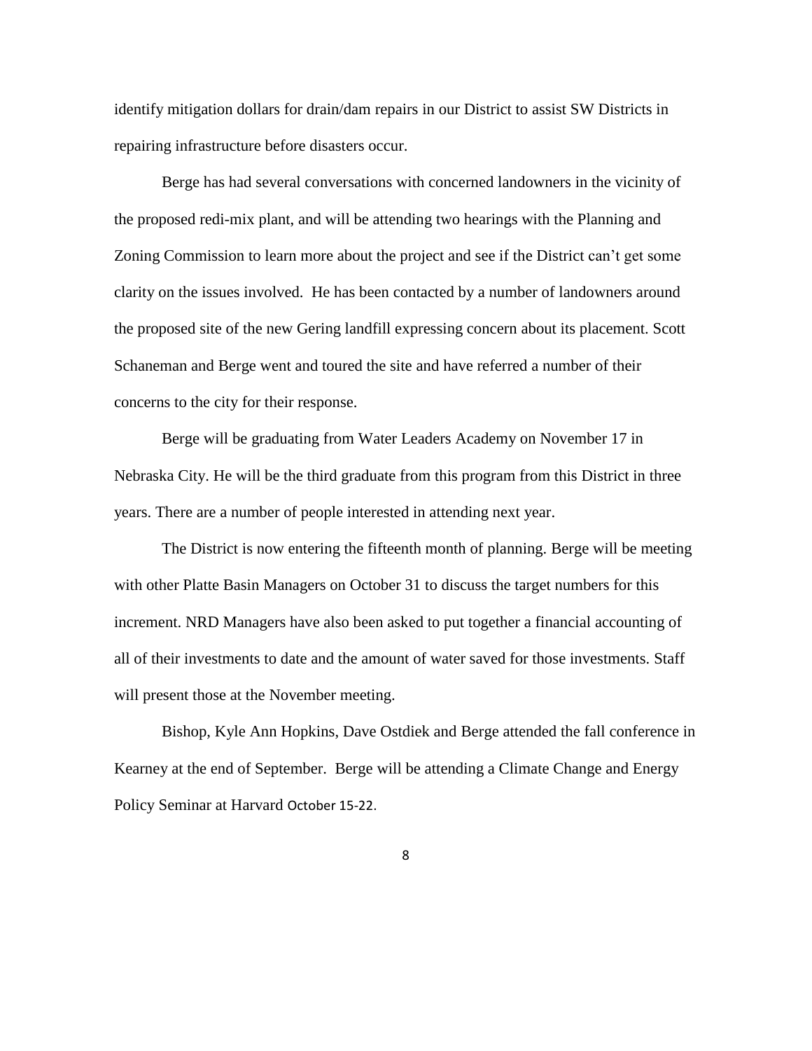identify mitigation dollars for drain/dam repairs in our District to assist SW Districts in repairing infrastructure before disasters occur.

Berge has had several conversations with concerned landowners in the vicinity of the proposed redi-mix plant, and will be attending two hearings with the Planning and Zoning Commission to learn more about the project and see if the District can't get some clarity on the issues involved. He has been contacted by a number of landowners around the proposed site of the new Gering landfill expressing concern about its placement. Scott Schaneman and Berge went and toured the site and have referred a number of their concerns to the city for their response.

Berge will be graduating from Water Leaders Academy on November 17 in Nebraska City. He will be the third graduate from this program from this District in three years. There are a number of people interested in attending next year.

The District is now entering the fifteenth month of planning. Berge will be meeting with other Platte Basin Managers on October 31 to discuss the target numbers for this increment. NRD Managers have also been asked to put together a financial accounting of all of their investments to date and the amount of water saved for those investments. Staff will present those at the November meeting.

Bishop, Kyle Ann Hopkins, Dave Ostdiek and Berge attended the fall conference in Kearney at the end of September. Berge will be attending a Climate Change and Energy Policy Seminar at Harvard October 15-22.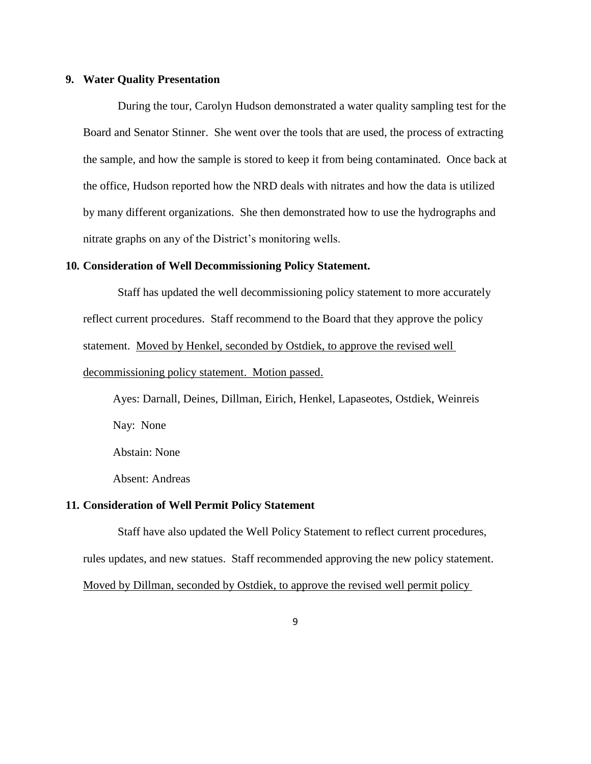**9. Water Quality Presentation**

During the tour, Carolyn Hudson demonstrated a water quality sampling test for the Board and Senator Stinner. She went over the tools that are used, the process of extracting the sample, and how the sample is stored to keep it from being contaminated. Once back at the office, Hudson reported how the NRD deals with nitrates and how the data is utilized by many different organizations. She then demonstrated how to use the hydrographs and nitrate graphs on any of the District's monitoring wells.

**10. Consideration of Well Decommissioning Policy Statement.**

Staff has updated the well decommissioning policy statement to more accurately reflect current procedures. Staff recommend to the Board that they approve the policy statement. Moved by Henkel, seconded by Ostdiek, to approve the revised well decommissioning policy statement. Motion passed.

Ayes: Darnall, Deines, Dillman, Eirich, Henkel, Lapaseotes, Ostdiek, Weinreis

Nay: None

Abstain: None

Absent: Andreas

**11. Consideration of Well Permit Policy Statement**

Staff have also updated the Well Policy Statement to reflect current procedures, rules updates, and new statues. Staff recommended approving the new policy statement. Moved by Dillman, seconded by Ostdiek, to approve the revised well permit policy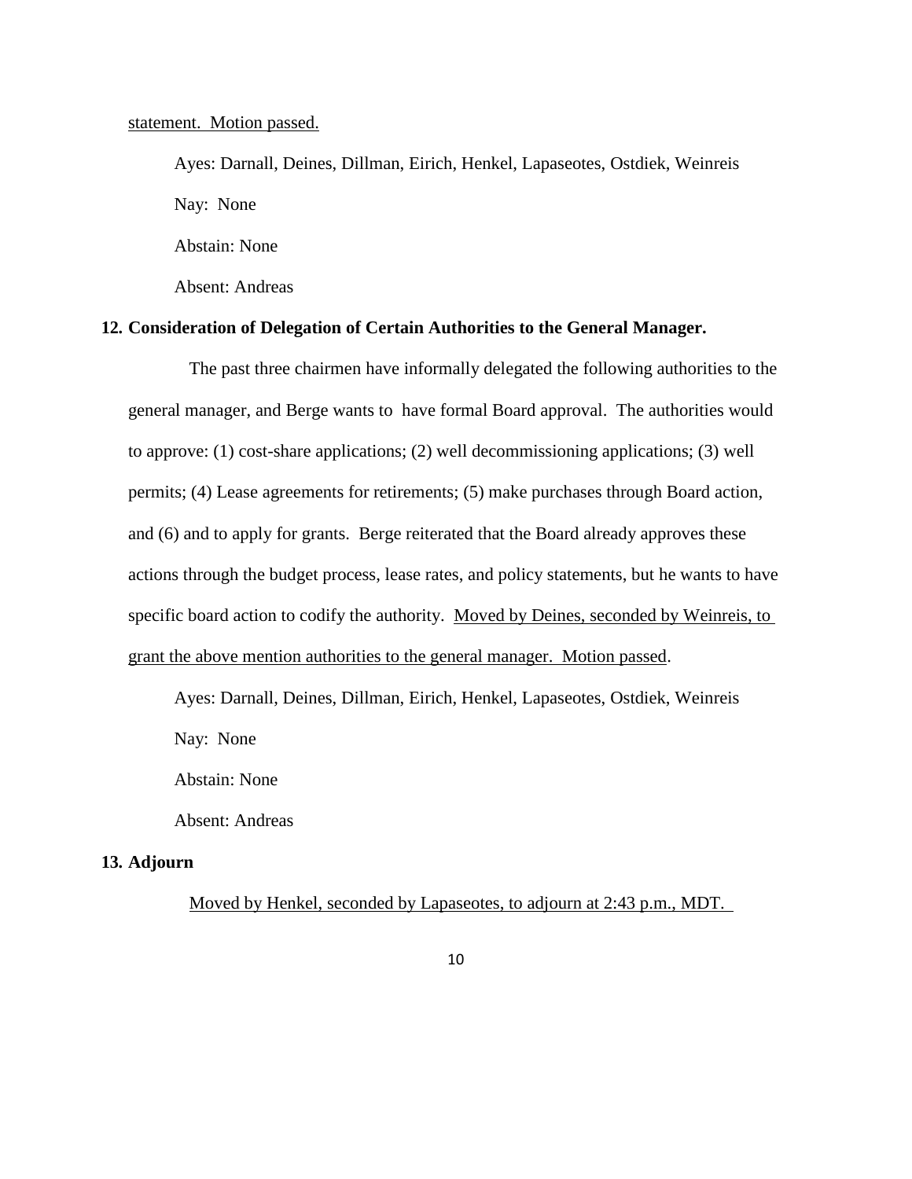statement. Motion passed.

Ayes: Darnall, Deines, Dillman, Eirich, Henkel, Lapaseotes, Ostdiek, Weinreis

Nay: None

Abstain: None

Absent: Andreas

**12. Consideration of Delegation of Certain Authorities to the General Manager.**

The past three chairmen have informally delegated the following authorities to the general manager, and Berge wants to have formal Board approval. The authorities would to approve: (1) cost-share applications; (2) well decommissioning applications; (3) well permits; (4) Lease agreements for retirements; (5) make purchases through Board action, and (6) and to apply for grants. Berge reiterated that the Board already approves these actions through the budget process, lease rates, and policy statements, but he wants to have specific board action to codify the authority. Moved by Deines, seconded by Weinreis, to grant the above mention authorities to the general manager. Motion passed.

Ayes: Darnall, Deines, Dillman, Eirich, Henkel, Lapaseotes, Ostdiek, Weinreis

Nay: None

Abstain: None

Absent: Andreas

**13. Adjourn**

Moved by Henkel, seconded by Lapaseotes, to adjourn at 2:43 p.m., MDT.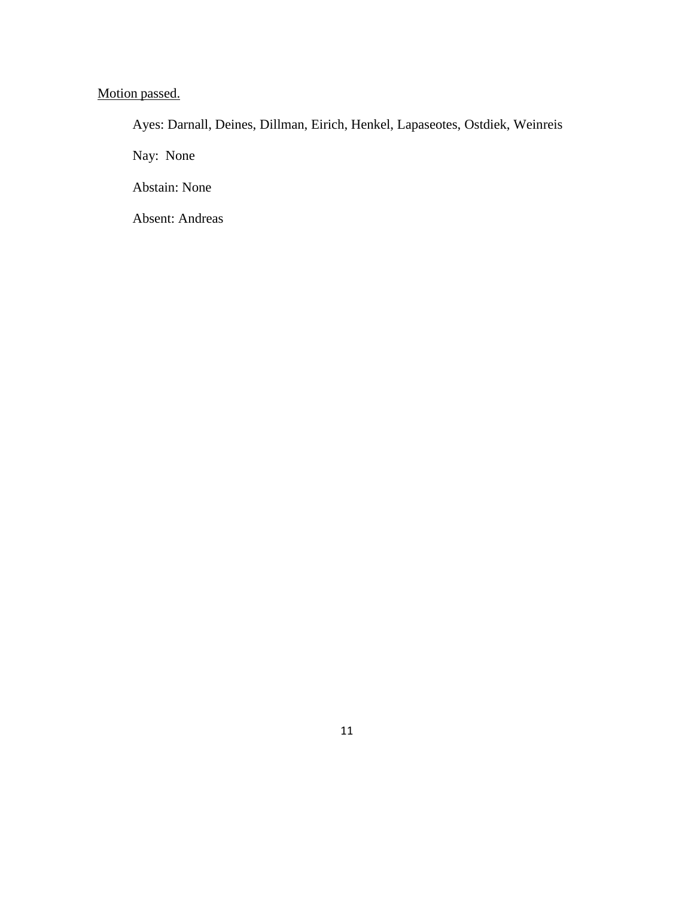<u>Motion passed.</u>

Ayes: Darnall, Deines, Dillman, Eirich, Henkel, Lapaseotes, Ostdiek, Weinreis

Nay: None

Abstain: None

Absent: Andreas